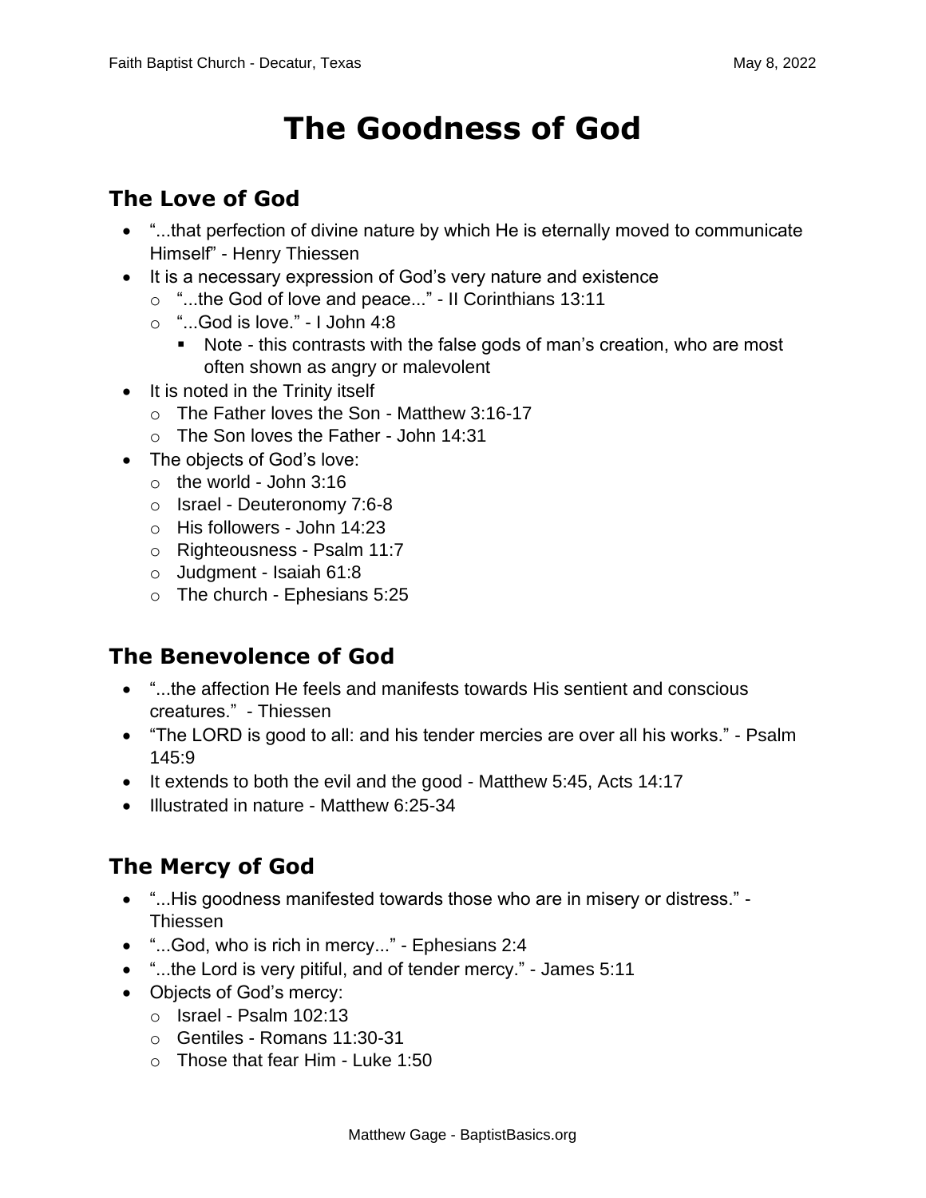# The Goodness of God

## The Love of God

- "...that perfection of divine nature by which He is eternally moved to communicate Himself" - Henry Thiessen
- It is a necessary expression of God's very nature and existence
  - "...the God of love and peace..." - II Corinthians 13:11
  - "...God is love." - I John 4:8
    - Note - this contrasts with the false gods of man's creation, who are most often shown as angry or malevolent
- It is noted in the Trinity itself
  - The Father loves the Son - Matthew 3:16-17
  - The Son loves the Father - John 14:31
- The objects of God's love:
  - the world - John 3:16
  - Israel - Deuteronomy 7:6-8
  - His followers - John 14:23
  - Righteousness - Psalm 11:7
  - Judgment - Isaiah 61:8
  - The church - Ephesians 5:25

## The Benevolence of God

- "...the affection He feels and manifests towards His sentient and conscious creatures." - Thiessen
- "The LORD is good to all: and his tender mercies are over all his works." - Psalm 145:9
- It extends to both the evil and the good - Matthew 5:45, Acts 14:17
- Illustrated in nature - Matthew 6:25-34

## The Mercy of God

- "...His goodness manifested towards those who are in misery or distress." - Thiessen
- "...God, who is rich in mercy..." - Ephesians 2:4
- "...the Lord is very pitiful, and of tender mercy." - James 5:11
- Objects of God's mercy:
  - Israel - Psalm 102:13
  - Gentiles - Romans 11:30-31
  - Those that fear Him - Luke 1:50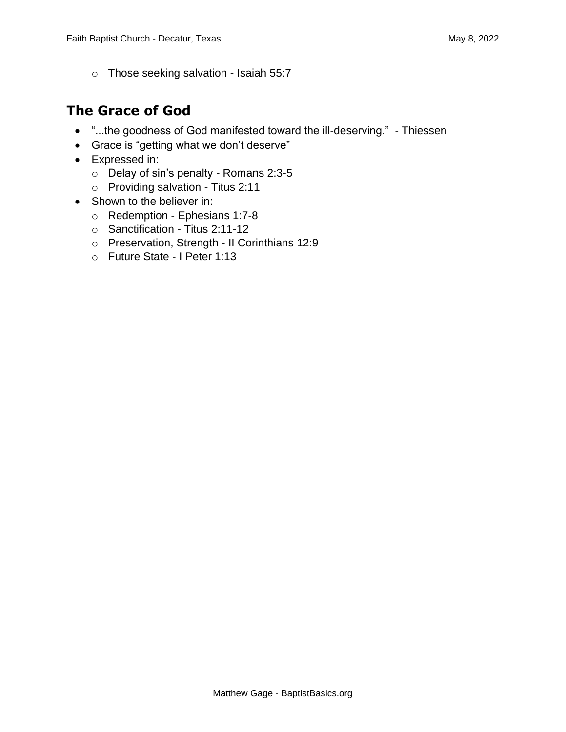- Those seeking salvation - Isaiah 55:7

## The Grace of God

- "...the goodness of God manifested toward the ill-deserving." - Thiessen
- Grace is "getting what we don't deserve"
- Expressed in:
    - Delay of sin's penalty - Romans 2:3-5
    - Providing salvation - Titus 2:11
- Shown to the believer in:
    - Redemption - Ephesians 1:7-8
    - Sanctification - Titus 2:11-12
    - Preservation, Strength - II Corinthians 12:9
    - Future State - I Peter 1:13